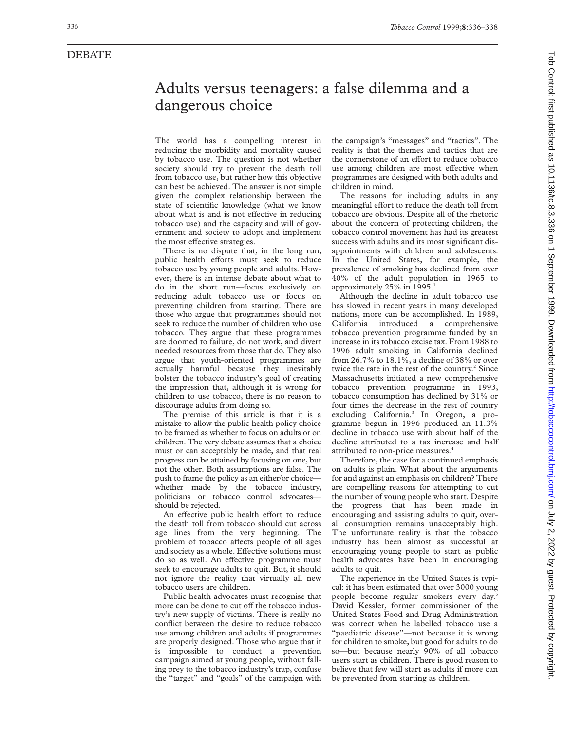DEBATE

# Adults versus teenagers: a false dilemma and a dangerous choice

The world has a compelling interest in reducing the morbidity and mortality caused by tobacco use. The question is not whether society should try to prevent the death toll from tobacco use, but rather how this objective can best be achieved. The answer is not simple given the complex relationship between the state of scientific knowledge (what we know about what is and is not effective in reducing tobacco use) and the capacity and will of government and society to adopt and implement the most effective strategies.

There is no dispute that, in the long run, public health efforts must seek to reduce tobacco use by young people and adults. However, there is an intense debate about what to do in the short run—focus exclusively on reducing adult tobacco use or focus on preventing children from starting. There are those who argue that programmes should not seek to reduce the number of children who use tobacco. They argue that these programmes are doomed to failure, do not work, and divert needed resources from those that do. They also argue that youth-oriented programmes are actually harmful because they inevitably bolster the tobacco industry's goal of creating the impression that, although it is wrong for children to use tobacco, there is no reason to discourage adults from doing so.

The premise of this article is that it is a mistake to allow the public health policy choice to be framed as whether to focus on adults or on children. The very debate assumes that a choice must or can acceptably be made, and that real progress can be attained by focusing on one, but not the other. Both assumptions are false. The push to frame the policy as an either/or choice—whether made by the tobacco industry, politicians or tobacco control advocates—should be rejected.

An effective public health effort to reduce the death toll from tobacco should cut across age lines from the very beginning. The problem of tobacco affects people of all ages and society as a whole. Effective solutions must do so as well. An effective programme must seek to encourage adults to quit. But, it should not ignore the reality that virtually all new tobacco users are children.

Public health advocates must recognise that more can be done to cut off the tobacco industry's new supply of victims. There is really no conflict between the desire to reduce tobacco use among children and adults if programmes are properly designed. Those who argue that it is impossible to conduct a prevention campaign aimed at young people, without falling prey to the tobacco industry's trap, confuse the "target" and "goals" of the campaign with the campaign's "messages" and "tactics". The reality is that the themes and tactics that are the cornerstone of an effort to reduce tobacco use among children are most effective when programmes are designed with both adults and children in mind.

The reasons for including adults in any meaningful effort to reduce the death toll from tobacco are obvious. Despite all of the rhetoric about the concern of protecting children, the tobacco control movement has had its greatest success with adults and its most significant disappointments with children and adolescents. In the United States, for example, the prevalence of smoking has declined from over 40% of the adult population in 1965 to approximately 25% in 1995.[1]

Although the decline in adult tobacco use has slowed in recent years in many developed nations, more can be accomplished. In 1989, California introduced a comprehensive tobacco prevention programme funded by an increase in its tobacco excise tax. From 1988 to 1996 adult smoking in California declined from 26.7% to 18.1%, a decline of 38% or over twice the rate in the rest of the country.[2] Since Massachusetts initiated a new comprehensive tobacco prevention programme in 1993, tobacco consumption has declined by 31% or four times the decrease in the rest of country excluding California.[3] In Oregon, a programme begun in 1996 produced an 11.3% decline in tobacco use with about half of the decline attributed to a tax increase and half attributed to non-price measures.[4]

Therefore, the case for a continued emphasis on adults is plain. What about the arguments for and against an emphasis on children? There are compelling reasons for attempting to cut the number of young people who start. Despite the progress that has been made in encouraging and assisting adults to quit, overall consumption remains unacceptably high. The unfortunate reality is that the tobacco industry has been almost as successful at encouraging young people to start as public health advocates have been in encouraging adults to quit.

The experience in the United States is typical: it has been estimated that over 3000 young people become regular smokers every day.[5] David Kessler, former commissioner of the United States Food and Drug Administration was correct when he labelled tobacco use a "paediatric disease"—not because it is wrong for children to smoke, but good for adults to do so—but because nearly 90% of all tobacco users start as children. There is good reason to believe that few will start as adults if more can be prevented from starting as children.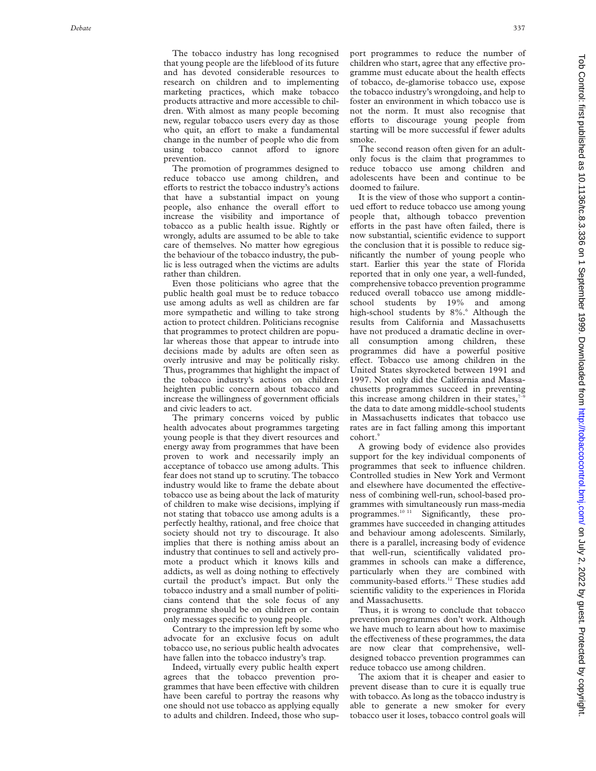The tobacco industry has long recognised that young people are the lifeblood of its future and has devoted considerable resources to research on children and to implementing marketing practices, which make tobacco products attractive and more accessible to children. With almost as many people becoming new, regular tobacco users every day as those who quit, an effort to make a fundamental change in the number of people who die from using tobacco cannot afford to ignore prevention.

The promotion of programmes designed to reduce tobacco use among children, and efforts to restrict the tobacco industry's actions that have a substantial impact on young people, also enhance the overall effort to increase the visibility and importance of tobacco as a public health issue. Rightly or wrongly, adults are assumed to be able to take care of themselves. No matter how egregious the behaviour of the tobacco industry, the public is less outraged when the victims are adults rather than children.

Even those politicians who agree that the public health goal must be to reduce tobacco use among adults as well as children are far more sympathetic and willing to take strong action to protect children. Politicians recognise that programmes to protect children are popular whereas those that appear to intrude into decisions made by adults are often seen as overly intrusive and may be politically risky. Thus, programmes that highlight the impact of the tobacco industry's actions on children heighten public concern about tobacco and increase the willingness of government officials and civic leaders to act.

The primary concerns voiced by public health advocates about programmes targeting young people is that they divert resources and energy away from programmes that have been proven to work and necessarily imply an acceptance of tobacco use among adults. This fear does not stand up to scrutiny. The tobacco industry would like to frame the debate about tobacco use as being about the lack of maturity of children to make wise decisions, implying if not stating that tobacco use among adults is a perfectly healthy, rational, and free choice that society should not try to discourage. It also implies that there is nothing amiss about an industry that continues to sell and actively promote a product which it knows kills and addicts, as well as doing nothing to effectively curtail the product's impact. But only the tobacco industry and a small number of politicians contend that the sole focus of any programme should be on children or contain only messages specific to young people.

Contrary to the impression left by some who advocate for an exclusive focus on adult tobacco use, no serious public health advocates have fallen into the tobacco industry's trap.

Indeed, virtually every public health expert agrees that the tobacco prevention programmes that have been effective with children have been careful to portray the reasons why one should not use tobacco as applying equally to adults and children. Indeed, those who support programmes to reduce the number of children who start, agree that any effective programme must educate about the health effects of tobacco, de-glamorise tobacco use, expose the tobacco industry's wrongdoing, and help to foster an environment in which tobacco use is not the norm. It must also recognise that efforts to discourage young people from starting will be more successful if fewer adults smoke.

The second reason often given for an adult-only focus is the claim that programmes to reduce tobacco use among children and adolescents have been and continue to be doomed to failure.

It is the view of those who support a continued effort to reduce tobacco use among young people that, although tobacco prevention efforts in the past have often failed, there is now substantial, scientific evidence to support the conclusion that it is possible to reduce significantly the number of young people who start. Earlier this year the state of Florida reported that in only one year, a well-funded, comprehensive tobacco prevention programme reduced overall tobacco use among middle-school students by 19% and among high-school students by 8%.[6] Although the results from California and Massachusetts have not produced a dramatic decline in overall consumption among children, these programmes did have a powerful positive effect. Tobacco use among children in the United States skyrocketed between 1991 and 1997. Not only did the California and Massachusetts programmes succeed in preventing this increase among children in their states,[7–9] the data to date among middle-school students in Massachusetts indicates that tobacco use rates are in fact falling among this important cohort.[9]

A growing body of evidence also provides support for the key individual components of programmes that seek to influence children. Controlled studies in New York and Vermont and elsewhere have documented the effectiveness of combining well-run, school-based programmes with simultaneously run mass-media programmes.[10 11] Significantly, these programmes have succeeded in changing attitudes and behaviour among adolescents. Similarly, there is a parallel, increasing body of evidence that well-run, scientifically validated programmes in schools can make a difference, particularly when they are combined with community-based efforts.[12] These studies add scientific validity to the experiences in Florida and Massachusetts.

Thus, it is wrong to conclude that tobacco prevention programmes don't work. Although we have much to learn about how to maximise the effectiveness of these programmes, the data are now clear that comprehensive, well-designed tobacco prevention programmes can reduce tobacco use among children.

The axiom that it is cheaper and easier to prevent disease than to cure it is equally true with tobacco. As long as the tobacco industry is able to generate a new smoker for every tobacco user it loses, tobacco control goals will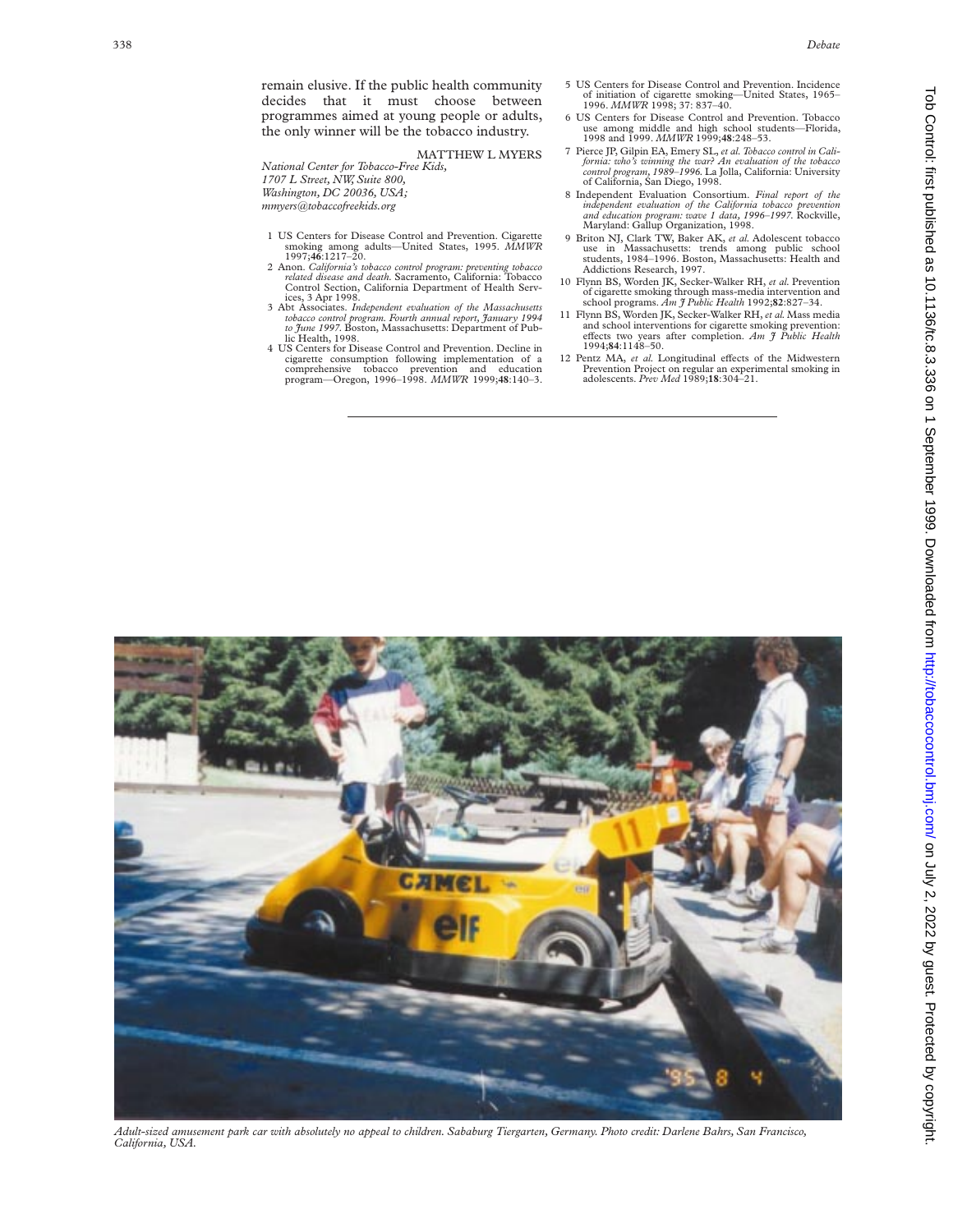remain elusive. If the public health community decides that it must choose between programmes aimed at young people or adults, the only winner will be the tobacco industry.

MATTHEW L MYERS

*National Center for Tobacco-Free Kids, 1707 L Street, NW, Suite 800, Washington, DC 20036, USA; mmyers@tobaccofreekids.org*

1 US Centers for Disease Control and Prevention. Cigarette smoking among adults—United States, 1995. *MMWR* 1997;**46**:1217–20.
2 Anon. *California's tobacco control program: preventing tobacco related disease and death.* Sacramento, California: Tobacco Control Section, California Department of Health Services, 3 Apr 1998.
3 Abt Associates. *Independent evaluation of the Massachusetts tobacco control program. Fourth annual report, January 1994 to June 1997.* Boston, Massachusetts: Department of Public Health, 1998.
4 US Centers for Disease Control and Prevention. Decline in cigarette consumption following implementation of a comprehensive tobacco prevention and education program—Oregon, 1996–1998. *MMWR* 1999;**48**:140–3.
5 US Centers for Disease Control and Prevention. Incidence of initiation of cigarette smoking—United States, 1965–1996. *MMWR* 1998; 37: 837–40.
6 US Centers for Disease Control and Prevention. Tobacco use among middle and high school students—Florida, 1998 and 1999. *MMWR* 1999;**48**:248–53.
7 Pierce JP, Gilpin EA, Emery SL, *et al. Tobacco control in California: who's winning the war? An evaluation of the tobacco control program, 1989–1996.* La Jolla, California: University of California, San Diego, 1998.
8 Independent Evaluation Consortium. *Final report of the independent evaluation of the California tobacco prevention and education program: wave 1 data, 1996–1997.* Rockville, Maryland: Gallup Organization, 1998.
9 Briton NJ, Clark TW, Baker AK, *et al.* Adolescent tobacco use in Massachusetts: trends among public school students, 1984–1996. Boston, Massachusetts: Health and Addictions Research, 1997.
10 Flynn BS, Worden JK, Secker-Walker RH, *et al.* Prevention of cigarette smoking through mass-media intervention and school programs. *Am J Public Health* 1992;**82**:827–34.
11 Flynn BS, Worden JK, Secker-Walker RH, *et al.* Mass media and school interventions for cigarette smoking prevention: effects two years after completion. *Am J Public Health* 1994;**84**:1148–50.
12 Pentz MA, *et al.* Longitudinal effects of the Midwestern Prevention Project on regular an experimental smoking in adolescents. *Prev Med* 1989;**18**:304–21.

*Adult-sized amusement park car with absolutely no appeal to children. Sababurg Tiergarten, Germany. Photo credit: Darlene Bahrs, San Francisco, California, USA.*